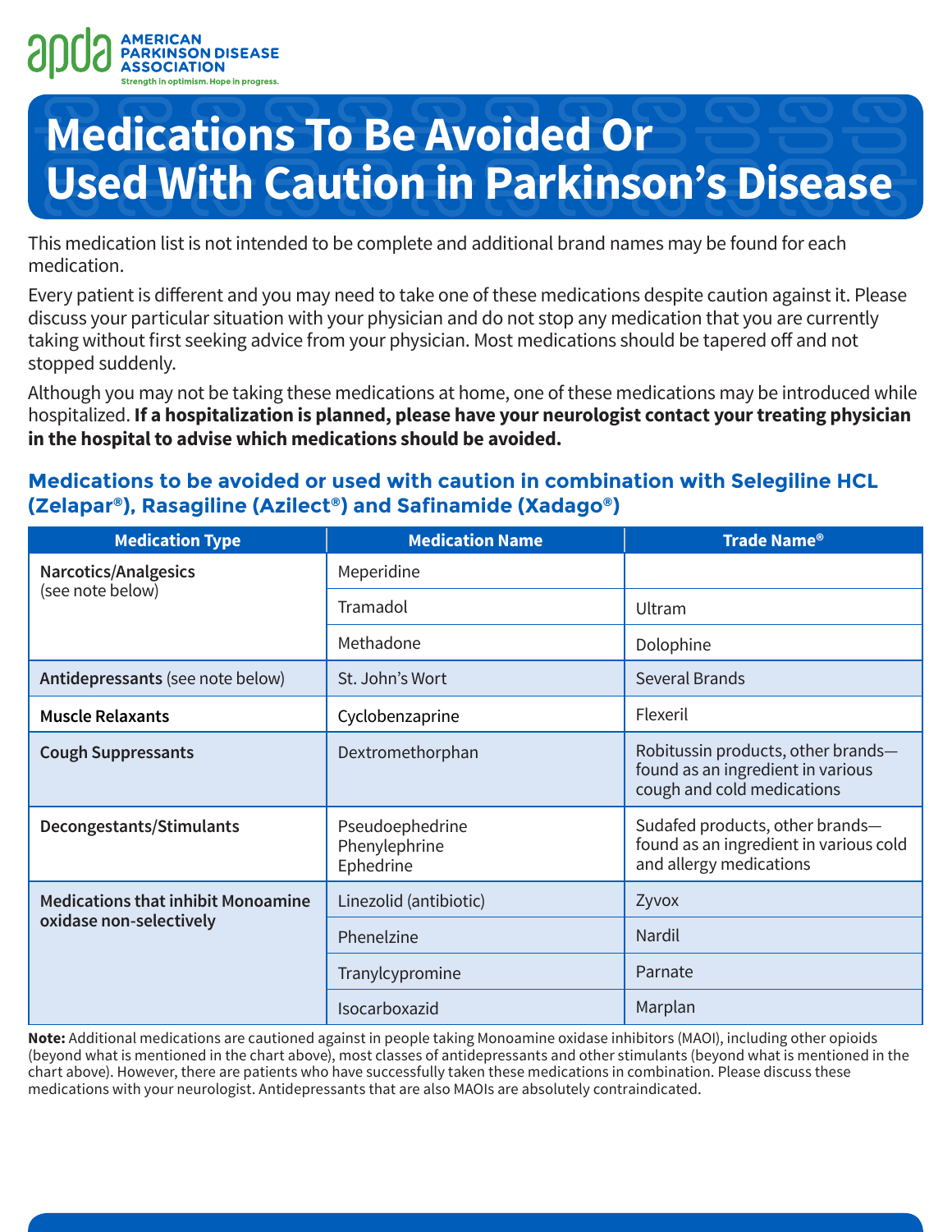# Medications To Be Avoided Or Used With Caution in Parkinson's Disease

This medication list is not intended to be complete and additional brand names may be found for each medication.

Every patient is different and you may need to take one of these medications despite caution against it. Please discuss your particular situation with your physician and do not stop any medication that you are currently taking without first seeking advice from your physician. Most medications should be tapered off and not stopped suddenly.

Although you may not be taking these medications at home, one of these medications may be introduced while hospitalized. **If a hospitalization is planned, please have your neurologist contact your treating physician in the hospital to advise which medications should be avoided.**

## Medications to be avoided or used with caution in combination with Selegiline HCL (Zelapar®), Rasagiline (Azilect®) and Safinamide (Xadago®)

| Medication Type | Medication Name | Trade Name® |
|---|---|---|
| **Narcotics/Analgesics** (see note below) | Meperidine | |
| | Tramadol | Ultram |
| | Methadone | Dolophine |
| **Antidepressants** (see note below) | St. John's Wort | Several Brands |
| **Muscle Relaxants** | Cyclobenzaprine | Flexeril |
| **Cough Suppressants** | Dextromethorphan | Robitussin products, other brands—found as an ingredient in various cough and cold medications |
| **Decongestants/Stimulants** | Pseudoephedrine<br>Phenylephrine<br>Ephedrine | Sudafed products, other brands—found as an ingredient in various cold and allergy medications |
| **Medications that inhibit Monoamine oxidase non-selectively** | Linezolid (antibiotic) | Zyvox |
| | Phenelzine | Nardil |
| | Tranylcypromine | Parnate |
| | Isocarboxazid | Marplan |

**Note:** Additional medications are cautioned against in people taking Monoamine oxidase inhibitors (MAOI), including other opioids (beyond what is mentioned in the chart above), most classes of antidepressants and other stimulants (beyond what is mentioned in the chart above). However, there are patients who have successfully taken these medications in combination. Please discuss these medications with your neurologist. Antidepressants that are also MAOIs are absolutely contraindicated.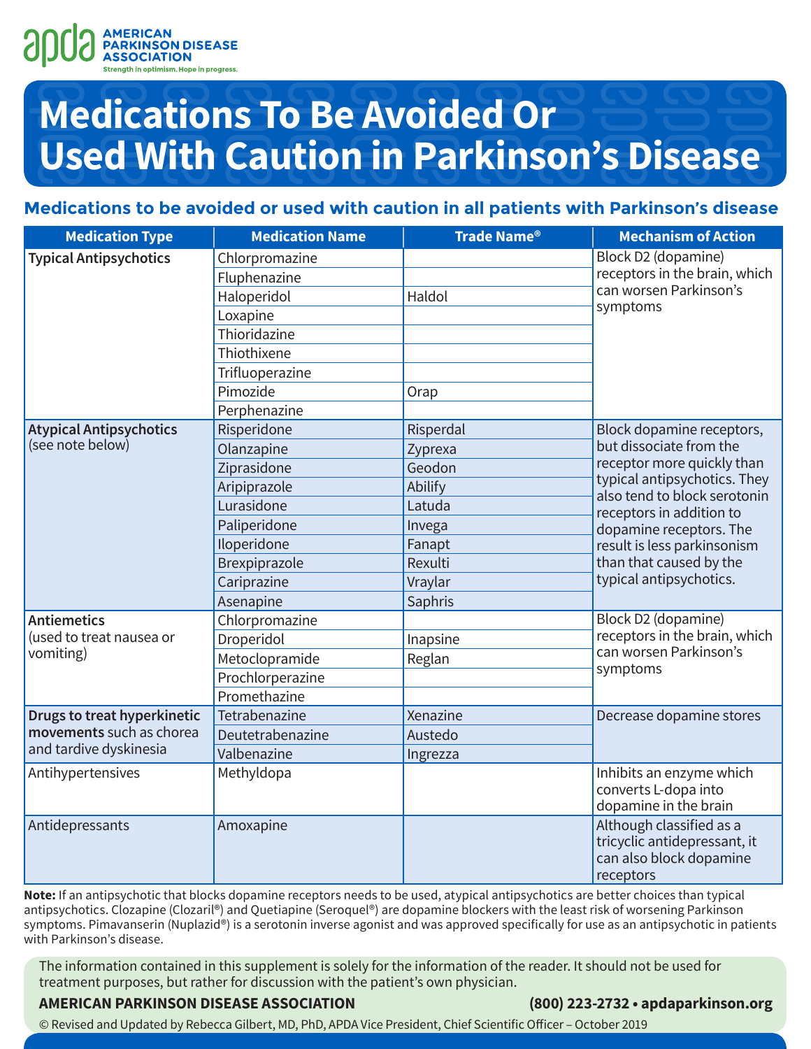**AMERICAN PARKINSON DISEASE ASSOCIATION**
Strength in optimism. Hope in progress.

# Medications To Be Avoided Or Used With Caution in Parkinson's Disease

## Medications to be avoided or used with caution in all patients with Parkinson's disease

| Medication Type | Medication Name | Trade Name® | Mechanism of Action |
|---|---|---|---|
| **Typical Antipsychotics** | Chlorpromazine | | Block D2 (dopamine) receptors in the brain, which can worsen Parkinson's symptoms |
| | Fluphenazine | | |
| | Haloperidol | Haldol | |
| | Loxapine | | |
| | Thioridazine | | |
| | Thiothixene | | |
| | Trifluoperazine | | |
| | Pimozide | Orap | |
| | Perphenazine | | |
| **Atypical Antipsychotics** (see note below) | Risperidone | Risperdal | Block dopamine receptors, but dissociate from the receptor more quickly than typical antipsychotics. They also tend to block serotonin receptors in addition to dopamine receptors. The result is less parkinsonism than that caused by the typical antipsychotics. |
| | Olanzapine | Zyprexa | |
| | Ziprasidone | Geodon | |
| | Aripiprazole | Abilify | |
| | Lurasidone | Latuda | |
| | Paliperidone | Invega | |
| | Iloperidone | Fanapt | |
| | Brexpiprazole | Rexulti | |
| | Cariprazine | Vraylar | |
| | Asenapine | Saphris | |
| **Antiemetics** (used to treat nausea or vomiting) | Chlorpromazine | | Block D2 (dopamine) receptors in the brain, which can worsen Parkinson's symptoms |
| | Droperidol | Inapsine | |
| | Metoclopramide | Reglan | |
| | Prochlorperazine | | |
| | Promethazine | | |
| **Drugs to treat hyperkinetic movements** such as chorea and tardive dyskinesia | Tetrabenazine | Xenazine | Decrease dopamine stores |
| | Deutetrabenazine | Austedo | |
| | Valbenazine | Ingrezza | |
| Antihypertensives | Methyldopa | | Inhibits an enzyme which converts L-dopa into dopamine in the brain |
| Antidepressants | Amoxapine | | Although classified as a tricyclic antidepressant, it can also block dopamine receptors |

**Note:** If an antipsychotic that blocks dopamine receptors needs to be used, atypical antipsychotics are better choices than typical antipsychotics. Clozapine (Clozaril®) and Quetiapine (Seroquel®) are dopamine blockers with the least risk of worsening Parkinson symptoms. Pimavanserin (Nuplazid®) is a serotonin inverse agonist and was approved specifically for use as an antipsychotic in patients with Parkinson's disease.

The information contained in this supplement is solely for the information of the reader. It should not be used for treatment purposes, but rather for discussion with the patient's own physician.

**AMERICAN PARKINSON DISEASE ASSOCIATION** **(800) 223-2732 • apdaparkinson.org**

© Revised and Updated by Rebecca Gilbert, MD, PhD, APDA Vice President, Chief Scientific Officer – October 2019